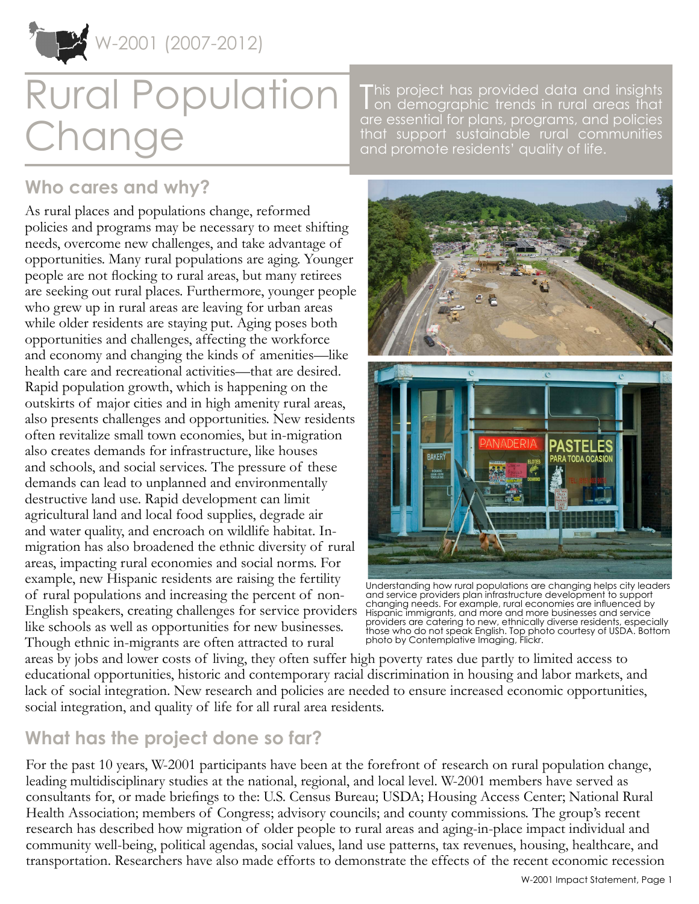W-2001 (2007-2012)

# Rural Population Change

This project has provided data and insights on demographic trends in rural areas that are essential for plans, programs, and policies that support sustainable rural communities and promote residents' quality of life.

## Who cares and why?

As rural places and populations change, reformed policies and programs may be necessary to meet shifting needs, overcome new challenges, and take advantage of opportunities. Many rural populations are aging. Younger people are not flocking to rural areas, but many retirees are seeking out rural places. Furthermore, younger people who grew up in rural areas are leaving for urban areas while older residents are staying put. Aging poses both opportunities and challenges, affecting the workforce and economy and changing the kinds of amenities—like health care and recreational activities—that are desired. Rapid population growth, which is happening on the outskirts of major cities and in high amenity rural areas, also presents challenges and opportunities. New residents often revitalize small town economies, but in-migration also creates demands for infrastructure, like houses and schools, and social services. The pressure of these demands can lead to unplanned and environmentally destructive land use. Rapid development can limit agricultural land and local food supplies, degrade air and water quality, and encroach on wildlife habitat. In-migration has also broadened the ethnic diversity of rural areas, impacting rural economies and social norms. For example, new Hispanic residents are raising the fertility of rural populations and increasing the percent of non-English speakers, creating challenges for service providers like schools as well as opportunities for new businesses. Though ethnic in-migrants are often attracted to rural areas by jobs and lower costs of living, they often suffer high poverty rates due partly to limited access to educational opportunities, historic and contemporary racial discrimination in housing and labor markets, and lack of social integration. New research and policies are needed to ensure increased economic opportunities, social integration, and quality of life for all rural area residents.

Understanding how rural populations are changing helps city leaders and service providers plan infrastructure development to support changing needs. For example, rural economies are influenced by Hispanic immigrants, and more and more businesses and service providers are catering to new, ethnically diverse residents, especially those who do not speak English. Top photo courtesy of USDA. Bottom photo by Contemplative Imaging, Flickr.

## What has the project done so far?

For the past 10 years, W-2001 participants have been at the forefront of research on rural population change, leading multidisciplinary studies at the national, regional, and local level. W-2001 members have served as consultants for, or made briefings to the: U.S. Census Bureau; USDA; Housing Access Center; National Rural Health Association; members of Congress; advisory councils; and county commissions. The group's recent research has described how migration of older people to rural areas and aging-in-place impact individual and community well-being, political agendas, social values, land use patterns, tax revenues, housing, healthcare, and transportation. Researchers have also made efforts to demonstrate the effects of the recent economic recession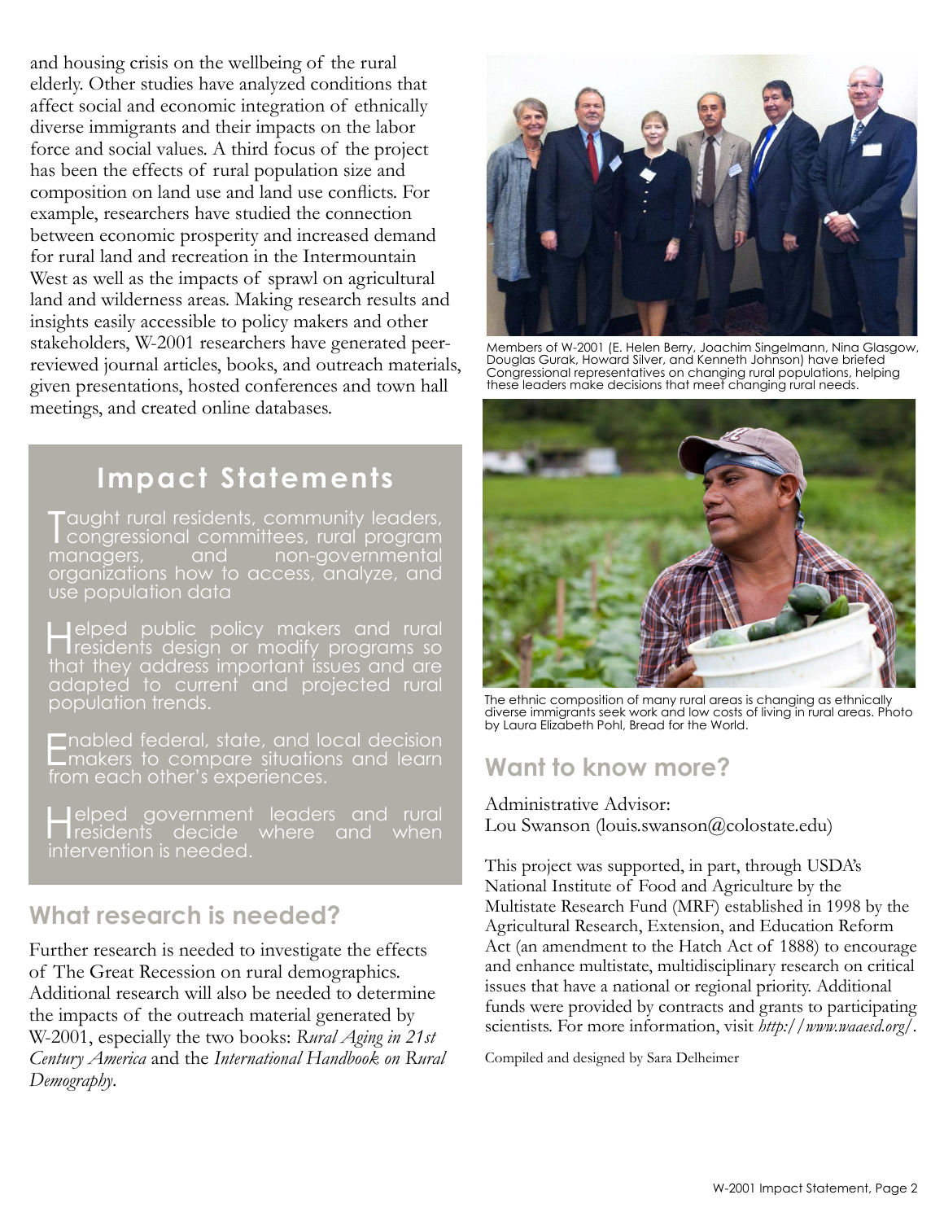and housing crisis on the wellbeing of the rural elderly. Other studies have analyzed conditions that affect social and economic integration of ethnically diverse immigrants and their impacts on the labor force and social values. A third focus of the project has been the effects of rural population size and composition on land use and land use conflicts. For example, researchers have studied the connection between economic prosperity and increased demand for rural land and recreation in the Intermountain West as well as the impacts of sprawl on agricultural land and wilderness areas. Making research results and insights easily accessible to policy makers and other stakeholders, W-2001 researchers have generated peer-reviewed journal articles, books, and outreach materials, given presentations, hosted conferences and town hall meetings, and created online databases.

## Impact Statements

Taught rural residents, community leaders, congressional committees, rural program managers, and non-governmental organizations how to access, analyze, and use population data

Helped public policy makers and rural residents design or modify programs so that they address important issues and are adapted to current and projected rural population trends.

Enabled federal, state, and local decision makers to compare situations and learn from each other's experiences.

Helped government leaders and rural residents decide where and when intervention is needed.

## What research is needed?

Further research is needed to investigate the effects of The Great Recession on rural demographics. Additional research will also be needed to determine the impacts of the outreach material generated by W-2001, especially the two books: *Rural Aging in 21st Century America* and the *International Handbook on Rural Demography*.

Members of W-2001 (E. Helen Berry, Joachim Singelmann, Nina Glasgow, Douglas Gurak, Howard Silver, and Kenneth Johnson) have briefed Congressional representatives on changing rural populations, helping these leaders make decisions that meet changing rural needs.

The ethnic composition of many rural areas is changing as ethnically diverse immigrants seek work and low costs of living in rural areas. Photo by Laura Elizabeth Pohl, Bread for the World.

## Want to know more?

Administrative Advisor:
Lou Swanson (louis.swanson@colostate.edu)

This project was supported, in part, through USDA's National Institute of Food and Agriculture by the Multistate Research Fund (MRF) established in 1998 by the Agricultural Research, Extension, and Education Reform Act (an amendment to the Hatch Act of 1888) to encourage and enhance multistate, multidisciplinary research on critical issues that have a national or regional priority. Additional funds were provided by contracts and grants to participating scientists. For more information, visit *http://www.waaesd.org/*.

Compiled and designed by Sara Delheimer